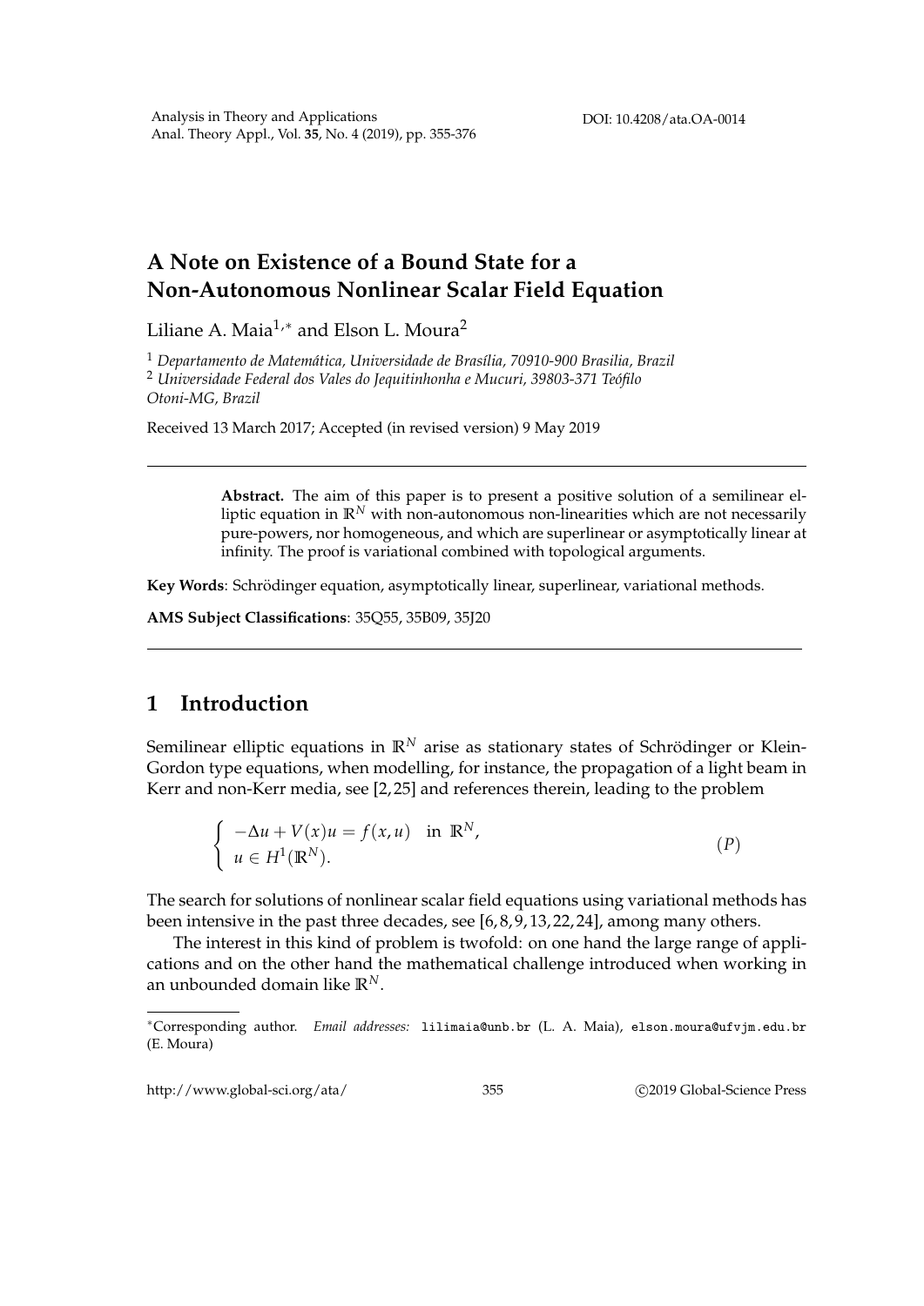# A Note on Existence of a Bound State for a Non-Autonomous Nonlinear Scalar Field Equation

Liliane A. Maia[1,*] and Elson L. Moura[2]

[1] *Departamento de Matemática, Universidade de Brasília, 70910-900 Brasilia, Brazil*
[2] *Universidade Federal dos Vales do Jequitinhonha e Mucuri, 39803-371 Teófilo Otoni-MG, Brazil*

Received 13 March 2017; Accepted (in revised version) 9 May 2019

---

**Abstract.** The aim of this paper is to present a positive solution of a semilinear elliptic equation in $\mathbb{R}^N$ with non-autonomous non-linearities which are not necessarily pure-powers, nor homogeneous, and which are superlinear or asymptotically linear at infinity. The proof is variational combined with topological arguments.

**Key Words**: Schrödinger equation, asymptotically linear, superlinear, variational methods.

**AMS Subject Classifications**: 35Q55, 35B09, 35J20

---

## 1 Introduction

Semilinear elliptic equations in $\mathbb{R}^N$ arise as stationary states of Schrödinger or Klein-Gordon type equations, when modelling, for instance, the propagation of a light beam in Kerr and non-Kerr media, see [2,25] and references therein, leading to the problem

$$
\begin{cases} -\Delta u + V(x)u = f(x,u) & \text{in } \mathbb{R}^N, \\ u \in H^1(\mathbb{R}^N). \end{cases} \tag{$P$}
$$

The search for solutions of nonlinear scalar field equations using variational methods has been intensive in the past three decades, see [6,8,9,13,22,24], among many others.

The interest in this kind of problem is twofold: on one hand the large range of applications and on the other hand the mathematical challenge introduced when working in an unbounded domain like $\mathbb{R}^N$.

---

*Corresponding author. *Email addresses:* lilimaia@unb.br (L. A. Maia), elson.moura@ufvjm.edu.br (E. Moura)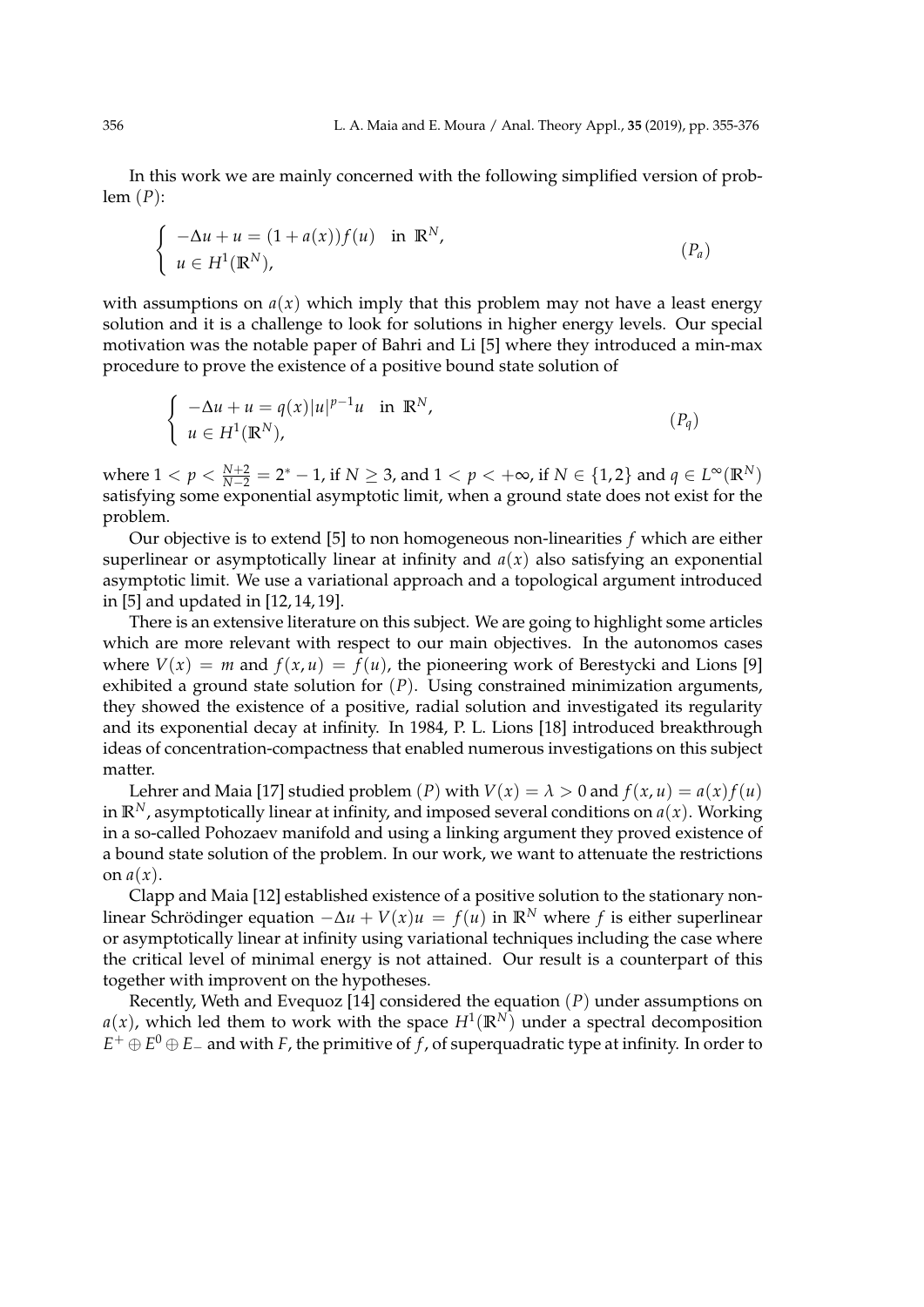In this work we are mainly concerned with the following simplified version of problem $(P)$:

$$\begin{cases} -\Delta u + u = (1 + a(x))f(u) & \text{in } \mathbb{R}^N, \\ u \in H^1(\mathbb{R}^N), \end{cases} \tag{$P_a$}$$

with assumptions on $a(x)$ which imply that this problem may not have a least energy solution and it is a challenge to look for solutions in higher energy levels. Our special motivation was the notable paper of Bahri and Li [5] where they introduced a min-max procedure to prove the existence of a positive bound state solution of

$$\begin{cases} -\Delta u + u = q(x)|u|^{p-1}u & \text{in } \mathbb{R}^N, \\ u \in H^1(\mathbb{R}^N), \end{cases} \tag{$P_q$}$$

where $1 < p < \frac{N+2}{N-2} = 2^* - 1$, if $N \geq 3$, and $1 < p < +\infty$, if $N \in \{1, 2\}$ and $q \in L^\infty(\mathbb{R}^N)$ satisfying some exponential asymptotic limit, when a ground state does not exist for the problem.

Our objective is to extend [5] to non homogeneous non-linearities $f$ which are either superlinear or asymptotically linear at infinity and $a(x)$ also satisfying an exponential asymptotic limit. We use a variational approach and a topological argument introduced in [5] and updated in [12, 14, 19].

There is an extensive literature on this subject. We are going to highlight some articles which are more relevant with respect to our main objectives. In the autonomos cases where $V(x) = m$ and $f(x, u) = f(u)$, the pioneering work of Berestycki and Lions [9] exhibited a ground state solution for $(P)$. Using constrained minimization arguments, they showed the existence of a positive, radial solution and investigated its regularity and its exponential decay at infinity. In 1984, P. L. Lions [18] introduced breakthrough ideas of concentration-compactness that enabled numerous investigations on this subject matter.

Lehrer and Maia [17] studied problem $(P)$ with $V(x) = \lambda > 0$ and $f(x, u) = a(x)f(u)$ in $\mathbb{R}^N$, asymptotically linear at infinity, and imposed several conditions on $a(x)$. Working in a so-called Pohozaev manifold and using a linking argument they proved existence of a bound state solution of the problem. In our work, we want to attenuate the restrictions on $a(x)$.

Clapp and Maia [12] established existence of a positive solution to the stationary nonlinear Schrödinger equation $-\Delta u + V(x)u = f(u)$ in $\mathbb{R}^N$ where $f$ is either superlinear or asymptotically linear at infinity using variational techniques including the case where the critical level of minimal energy is not attained. Our result is a counterpart of this together with improvent on the hypotheses.

Recently, Weth and Evequoz [14] considered the equation $(P)$ under assumptions on $a(x)$, which led them to work with the space $H^1(\mathbb{R}^N)$ under a spectral decomposition $E^+ \oplus E^0 \oplus E_-$ and with $F$, the primitive of $f$, of superquadratic type at infinity. In order to